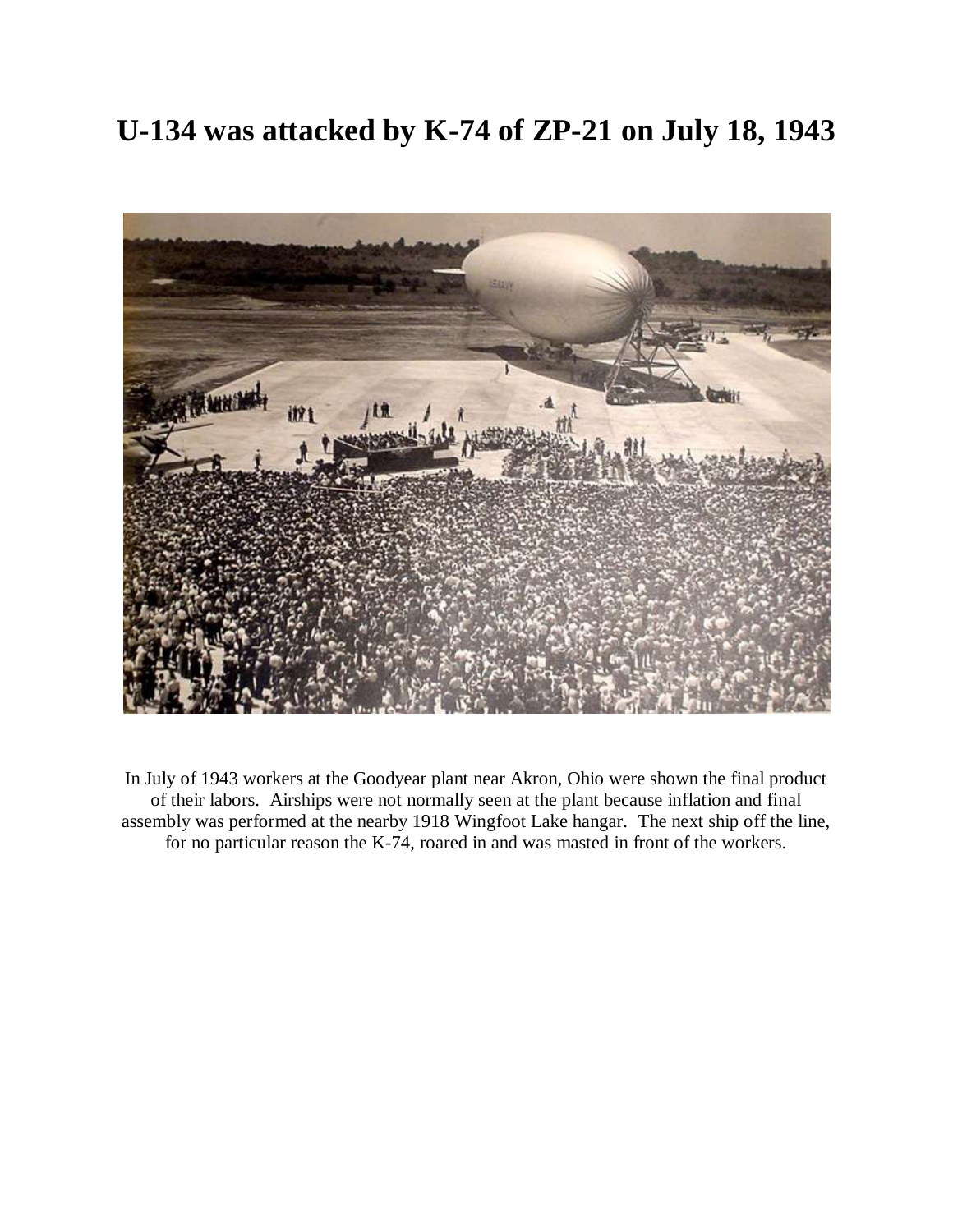# U-134 was attacked by K-74 of ZP-21 on July 18, 1943

In July of 1943 workers at the Goodyear plant near Akron, Ohio were shown the final product of their labors. Airships were not normally seen at the plant because inflation and final assembly was performed at the nearby 1918 Wingfoot Lake hangar. The next ship off the line, for no particular reason the K-74, roared in and was masted in front of the workers.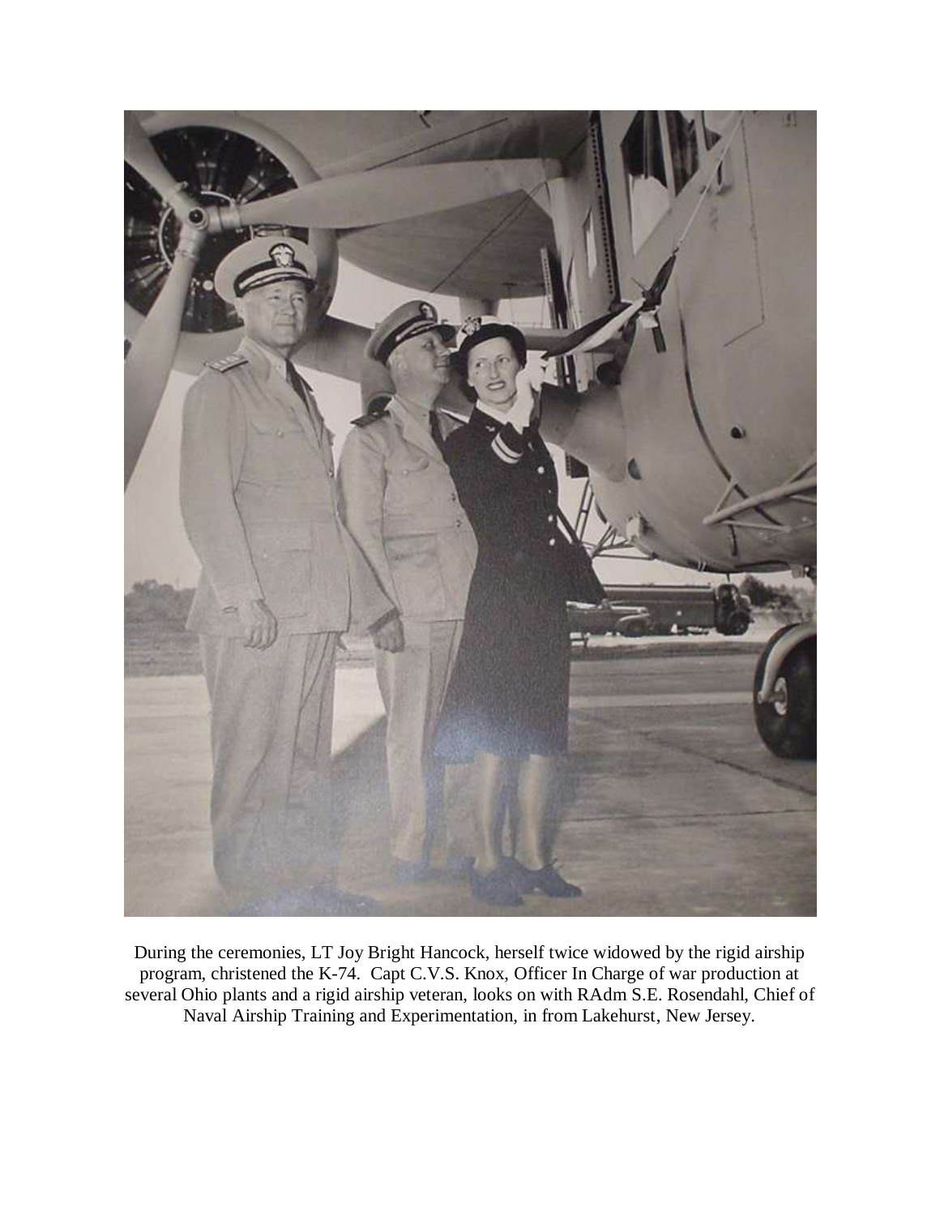During the ceremonies, LT Joy Bright Hancock, herself twice widowed by the rigid airship program, christened the K-74. Capt C.V.S. Knox, Officer In Charge of war production at several Ohio plants and a rigid airship veteran, looks on with RAdm S.E. Rosendahl, Chief of Naval Airship Training and Experimentation, in from Lakehurst, New Jersey.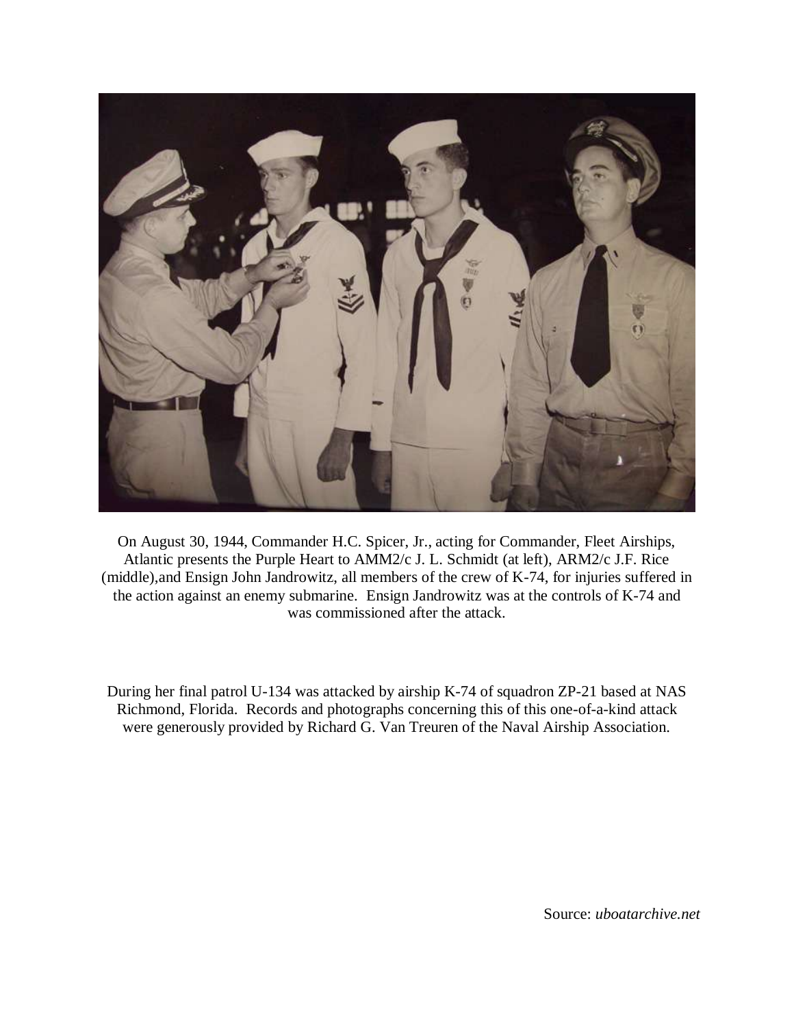On August 30, 1944, Commander H.C. Spicer, Jr., acting for Commander, Fleet Airships, Atlantic presents the Purple Heart to AMM2/c J. L. Schmidt (at left), ARM2/c J.F. Rice (middle),and Ensign John Jandrowitz, all members of the crew of K-74, for injuries suffered in the action against an enemy submarine. Ensign Jandrowitz was at the controls of K-74 and was commissioned after the attack.

During her final patrol U-134 was attacked by airship K-74 of squadron ZP-21 based at NAS Richmond, Florida. Records and photographs concerning this of this one-of-a-kind attack were generously provided by Richard G. Van Treuren of the Naval Airship Association.

Source: *uboatarchive.net*